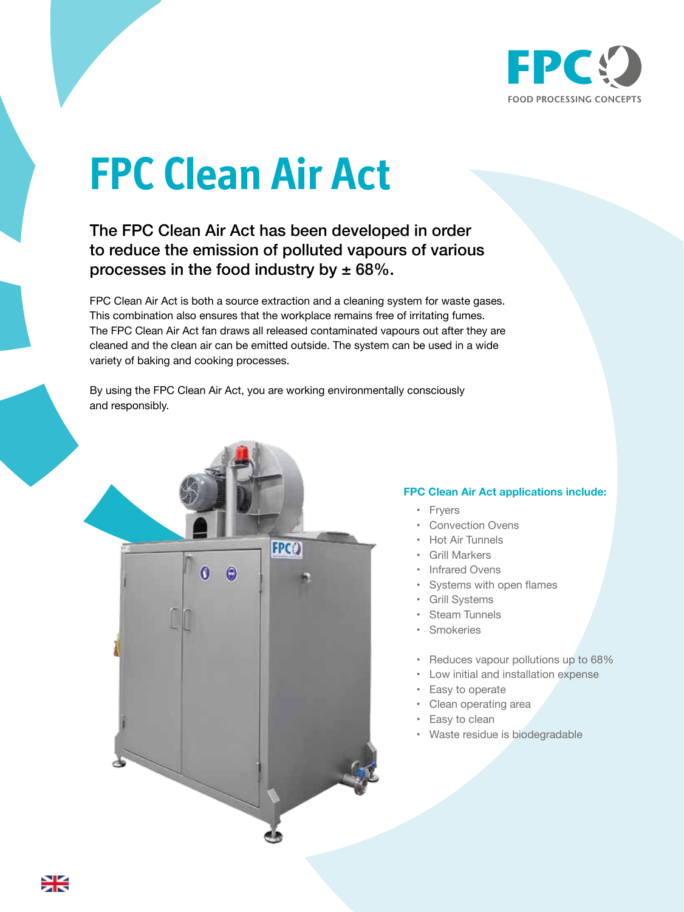# FPC Clean Air Act

## The FPC Clean Air Act has been developed in order to reduce the emission of polluted vapours of various processes in the food industry by ± 68%.

FPC Clean Air Act is both a source extraction and a cleaning system for waste gases. This combination also ensures that the workplace remains free of irritating fumes. The FPC Clean Air Act fan draws all released contaminated vapours out after they are cleaned and the clean air can be emitted outside. The system can be used in a wide variety of baking and cooking processes.

By using the FPC Clean Air Act, you are working environmentally consciously and responsibly.

**FPC Clean Air Act applications include:**

- Fryers
- Convection Ovens
- Hot Air Tunnels
- Grill Markers
- Infrared Ovens
- Systems with open flames
- Grill Systems
- Steam Tunnels
- Smokeries

- Reduces vapour pollutions up to 68%
- Low initial and installation expense
- Easy to operate
- Clean operating area
- Easy to clean
- Waste residue is biodegradable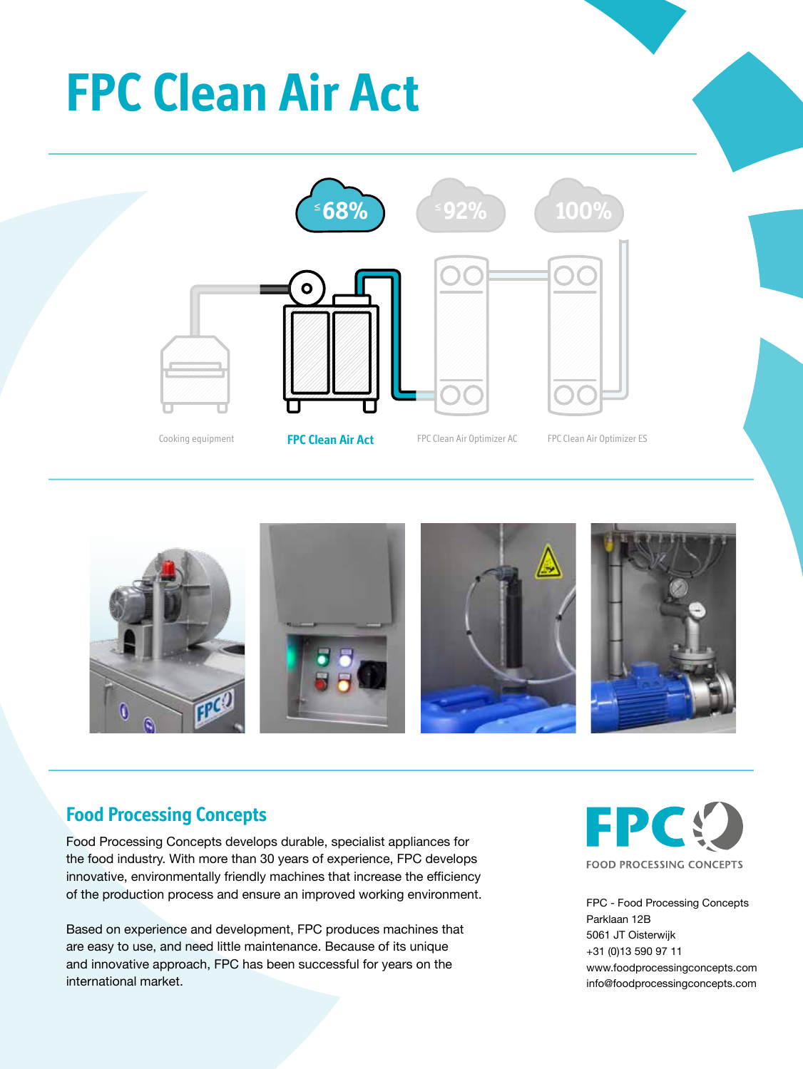# FPC Clean Air Act

≤68%

≤92%

100%

Cooking equipment

FPC Clean Air Act

FPC Clean Air Optimizer AC

FPC Clean Air Optimizer ES

## Food Processing Concepts

Food Processing Concepts develops durable, specialist appliances for the food industry. With more than 30 years of experience, FPC develops innovative, environmentally friendly machines that increase the efficiency of the production process and ensure an improved working environment.

Based on experience and development, FPC produces machines that are easy to use, and need little maintenance. Because of its unique and innovative approach, FPC has been successful for years on the international market.

FPC
FOOD PROCESSING CONCEPTS

FPC - Food Processing Concepts
Parklaan 12B
5061 JT Oisterwijk
+31 (0)13 590 97 11
www.foodprocessingconcepts.com
info@foodprocessingconcepts.com